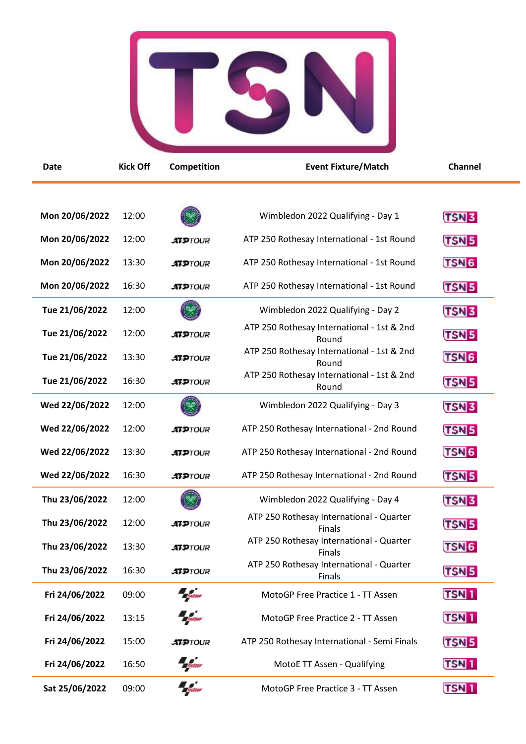# TSN

| Date | Kick Off | Competition | Event Fixture/Match | Channel |
|---|---|---|---|---|
| **Mon 20/06/2022** | 12:00 | Wimbledon | Wimbledon 2022 Qualifying - Day 1 | TSN3 |
| **Mon 20/06/2022** | 12:00 | ATP TOUR | ATP 250 Rothesay International - 1st Round | TSN5 |
| **Mon 20/06/2022** | 13:30 | ATP TOUR | ATP 250 Rothesay International - 1st Round | TSN6 |
| **Mon 20/06/2022** | 16:30 | ATP TOUR | ATP 250 Rothesay International - 1st Round | TSN5 |
| **Tue 21/06/2022** | 12:00 | Wimbledon | Wimbledon 2022 Qualifying - Day 2 | TSN3 |
| **Tue 21/06/2022** | 12:00 | ATP TOUR | ATP 250 Rothesay International - 1st & 2nd Round | TSN5 |
| **Tue 21/06/2022** | 13:30 | ATP TOUR | ATP 250 Rothesay International - 1st & 2nd Round | TSN6 |
| **Tue 21/06/2022** | 16:30 | ATP TOUR | ATP 250 Rothesay International - 1st & 2nd Round | TSN5 |
| **Wed 22/06/2022** | 12:00 | Wimbledon | Wimbledon 2022 Qualifying - Day 3 | TSN3 |
| **Wed 22/06/2022** | 12:00 | ATP TOUR | ATP 250 Rothesay International - 2nd Round | TSN5 |
| **Wed 22/06/2022** | 13:30 | ATP TOUR | ATP 250 Rothesay International - 2nd Round | TSN6 |
| **Wed 22/06/2022** | 16:30 | ATP TOUR | ATP 250 Rothesay International - 2nd Round | TSN5 |
| **Thu 23/06/2022** | 12:00 | Wimbledon | Wimbledon 2022 Qualifying - Day 4 | TSN3 |
| **Thu 23/06/2022** | 12:00 | ATP TOUR | ATP 250 Rothesay International - Quarter Finals | TSN5 |
| **Thu 23/06/2022** | 13:30 | ATP TOUR | ATP 250 Rothesay International - Quarter Finals | TSN6 |
| **Thu 23/06/2022** | 16:30 | ATP TOUR | ATP 250 Rothesay International - Quarter Finals | TSN5 |
| **Fri 24/06/2022** | 09:00 | MotoGP | MotoGP Free Practice 1 - TT Assen | TSN1 |
| **Fri 24/06/2022** | 13:15 | MotoGP | MotoGP Free Practice 2 - TT Assen | TSN1 |
| **Fri 24/06/2022** | 15:00 | ATP TOUR | ATP 250 Rothesay International - Semi Finals | TSN5 |
| **Fri 24/06/2022** | 16:50 | MotoGP | MotoE TT Assen - Qualifying | TSN1 |
| **Sat 25/06/2022** | 09:00 | MotoGP | MotoGP Free Practice 3 - TT Assen | TSN1 |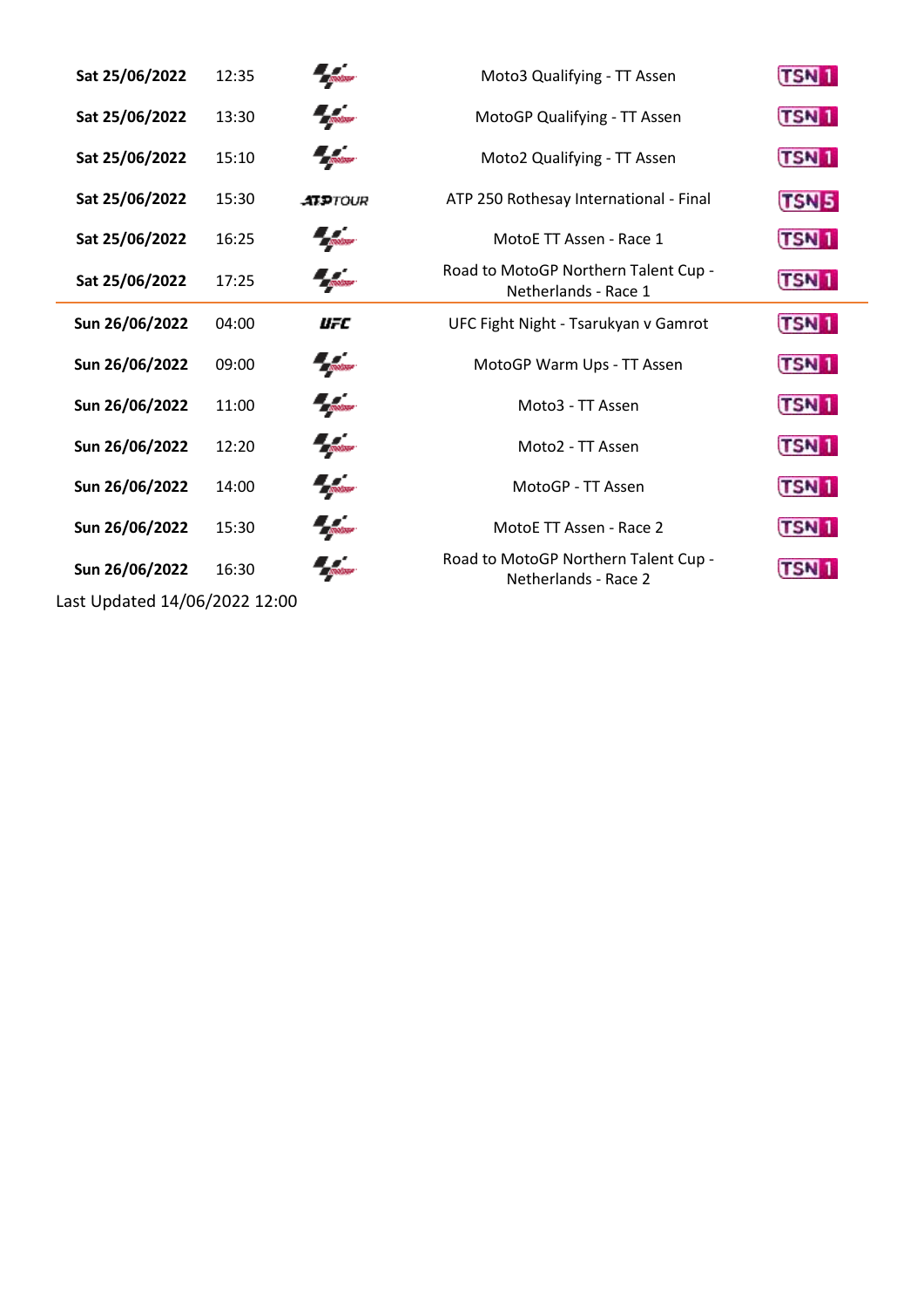| | | | | |
|---|---|---|---|---|
| **Sat 25/06/2022** | 12:35 | MotoGP | Moto3 Qualifying - TT Assen | TSN1 |
| **Sat 25/06/2022** | 13:30 | MotoGP | MotoGP Qualifying - TT Assen | TSN1 |
| **Sat 25/06/2022** | 15:10 | MotoGP | Moto2 Qualifying - TT Assen | TSN1 |
| **Sat 25/06/2022** | 15:30 | ATP TOUR | ATP 250 Rothesay International - Final | TSN5 |
| **Sat 25/06/2022** | 16:25 | MotoGP | MotoE TT Assen - Race 1 | TSN1 |
| **Sat 25/06/2022** | 17:25 | MotoGP | Road to MotoGP Northern Talent Cup - Netherlands - Race 1 | TSN1 |
| **Sun 26/06/2022** | 04:00 | UFC | UFC Fight Night - Tsarukyan v Gamrot | TSN1 |
| **Sun 26/06/2022** | 09:00 | MotoGP | MotoGP Warm Ups - TT Assen | TSN1 |
| **Sun 26/06/2022** | 11:00 | MotoGP | Moto3 - TT Assen | TSN1 |
| **Sun 26/06/2022** | 12:20 | MotoGP | Moto2 - TT Assen | TSN1 |
| **Sun 26/06/2022** | 14:00 | MotoGP | MotoGP - TT Assen | TSN1 |
| **Sun 26/06/2022** | 15:30 | MotoGP | MotoE TT Assen - Race 2 | TSN1 |
| **Sun 26/06/2022** | 16:30 | MotoGP | Road to MotoGP Northern Talent Cup - Netherlands - Race 2 | TSN1 |

Last Updated 14/06/2022 12:00